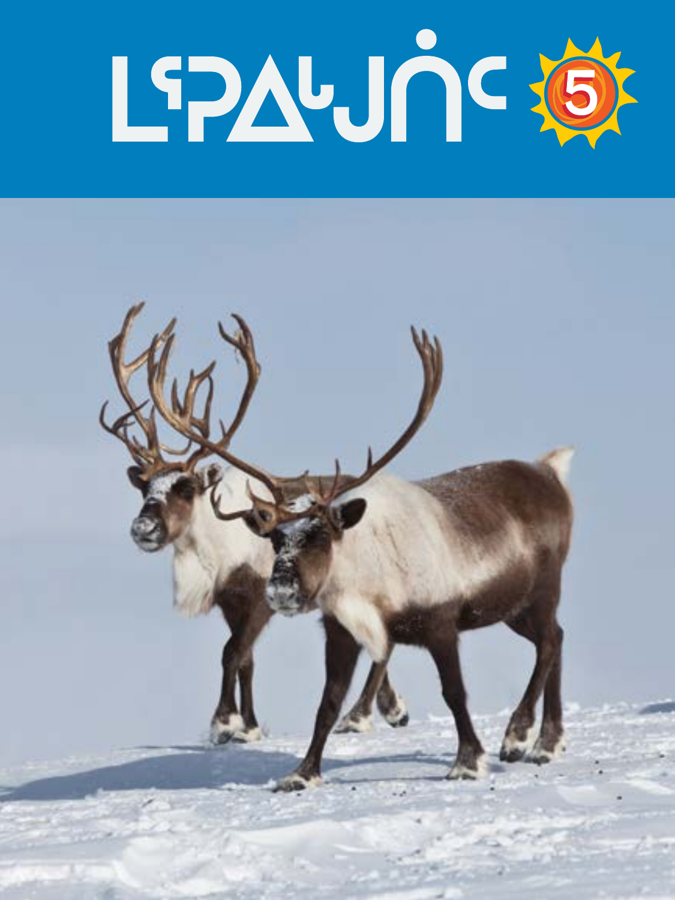# ᒪᕐᑭᐃᒡᔪᑏᑦ 5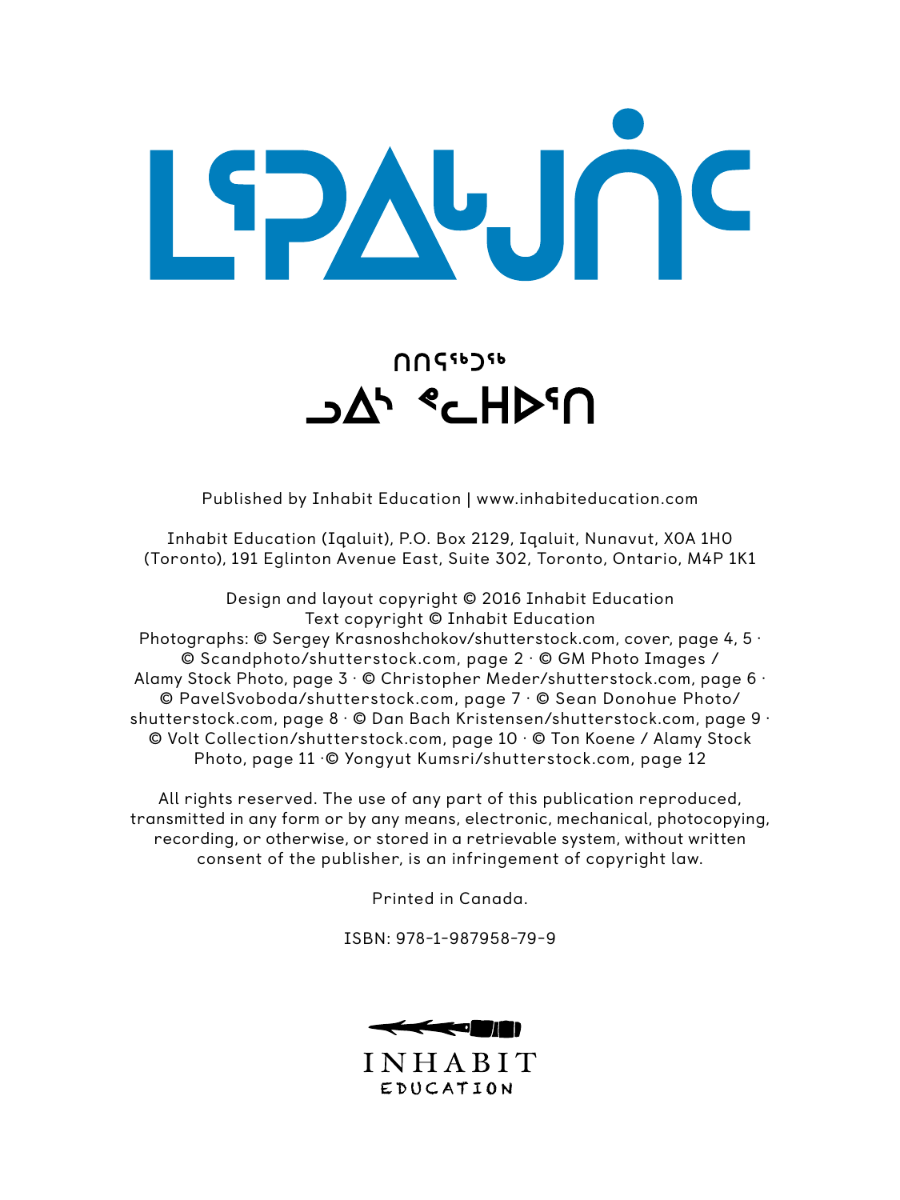# ᒪᕐᕈᐊᕋᒎᑦ

ᑎᑎᕋᖅᑐᖅ
ᓘᐃᓯ ᑲᓚᕼᐅᕐᑎ

Published by Inhabit Education | www.inhabiteducation.com

Inhabit Education (Iqaluit), P.O. Box 2129, Iqaluit, Nunavut, X0A 1H0
(Toronto), 191 Eglinton Avenue East, Suite 302, Toronto, Ontario, M4P 1K1

Design and layout copyright © 2016 Inhabit Education
Text copyright © Inhabit Education
Photographs: © Sergey Krasnoshchokov/shutterstock.com, cover, page 4, 5 · © Scandphoto/shutterstock.com, page 2 · © GM Photo Images / Alamy Stock Photo, page 3 · © Christopher Meder/shutterstock.com, page 6 · © PavelSvoboda/shutterstock.com, page 7 · © Sean Donohue Photo/ shutterstock.com, page 8 · © Dan Bach Kristensen/shutterstock.com, page 9 · © Volt Collection/shutterstock.com, page 10 · © Ton Koene / Alamy Stock Photo, page 11 ·© Yongyut Kumsri/shutterstock.com, page 12

All rights reserved. The use of any part of this publication reproduced, transmitted in any form or by any means, electronic, mechanical, photocopying, recording, or otherwise, or stored in a retrievable system, without written consent of the publisher, is an infringement of copyright law.

Printed in Canada.

ISBN: 978-1-987958-79-9

INHABIT
EDUCATION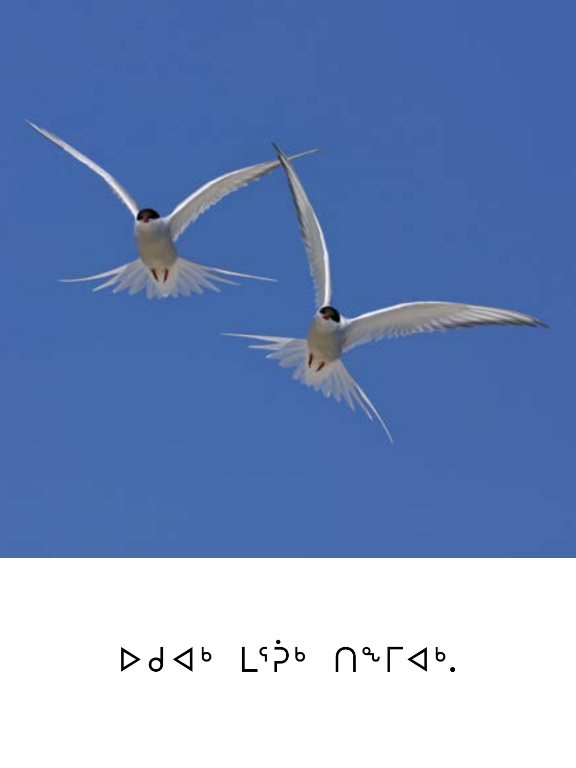ᐅᑯᐊᒃ ᒪᕿᔫᒃ ᑎᖕᒥᐊᒃ.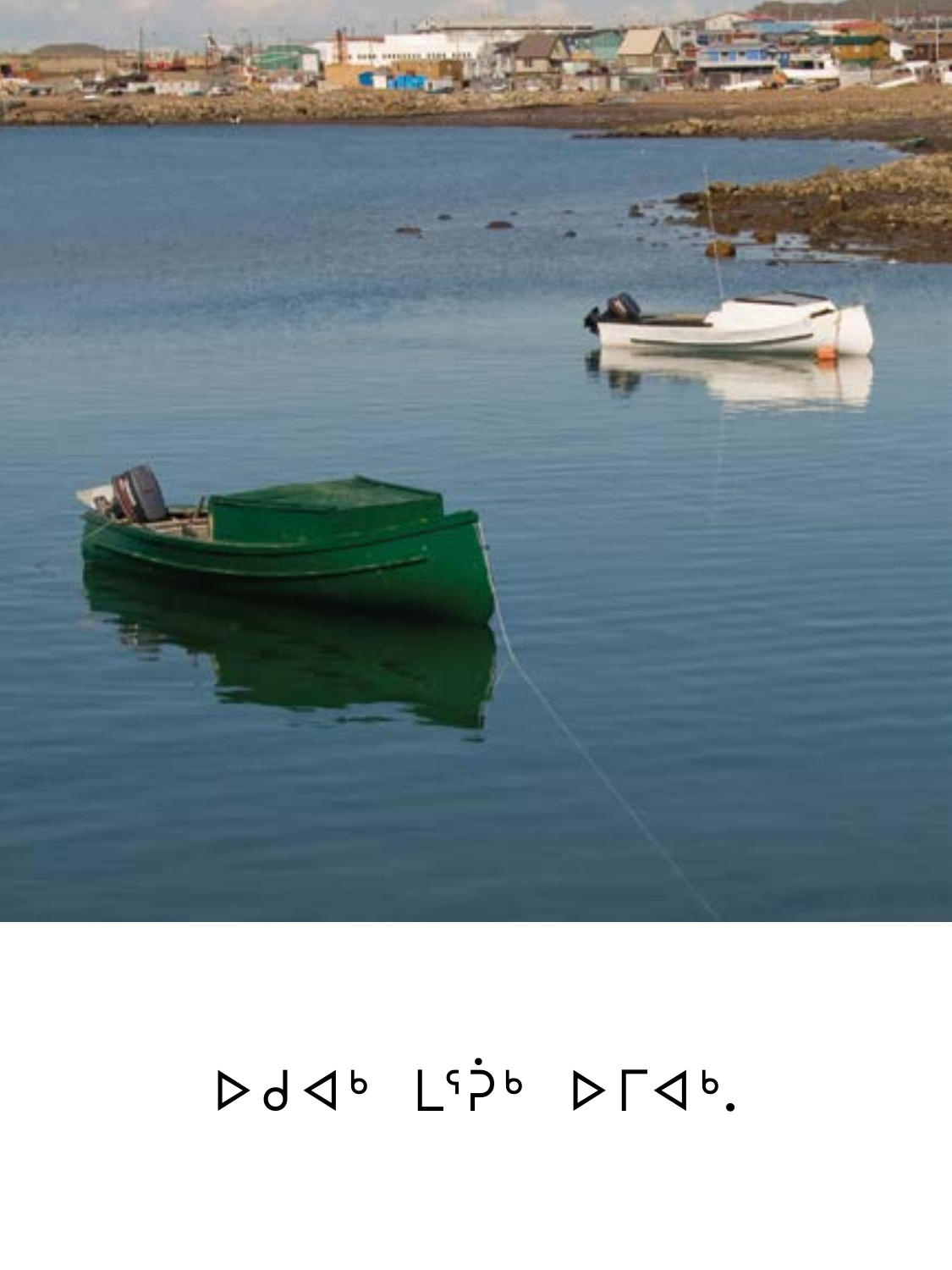ᐅᑯᐊᒃ ᒪᖁᑦ ᐅᒥᐊᒃ.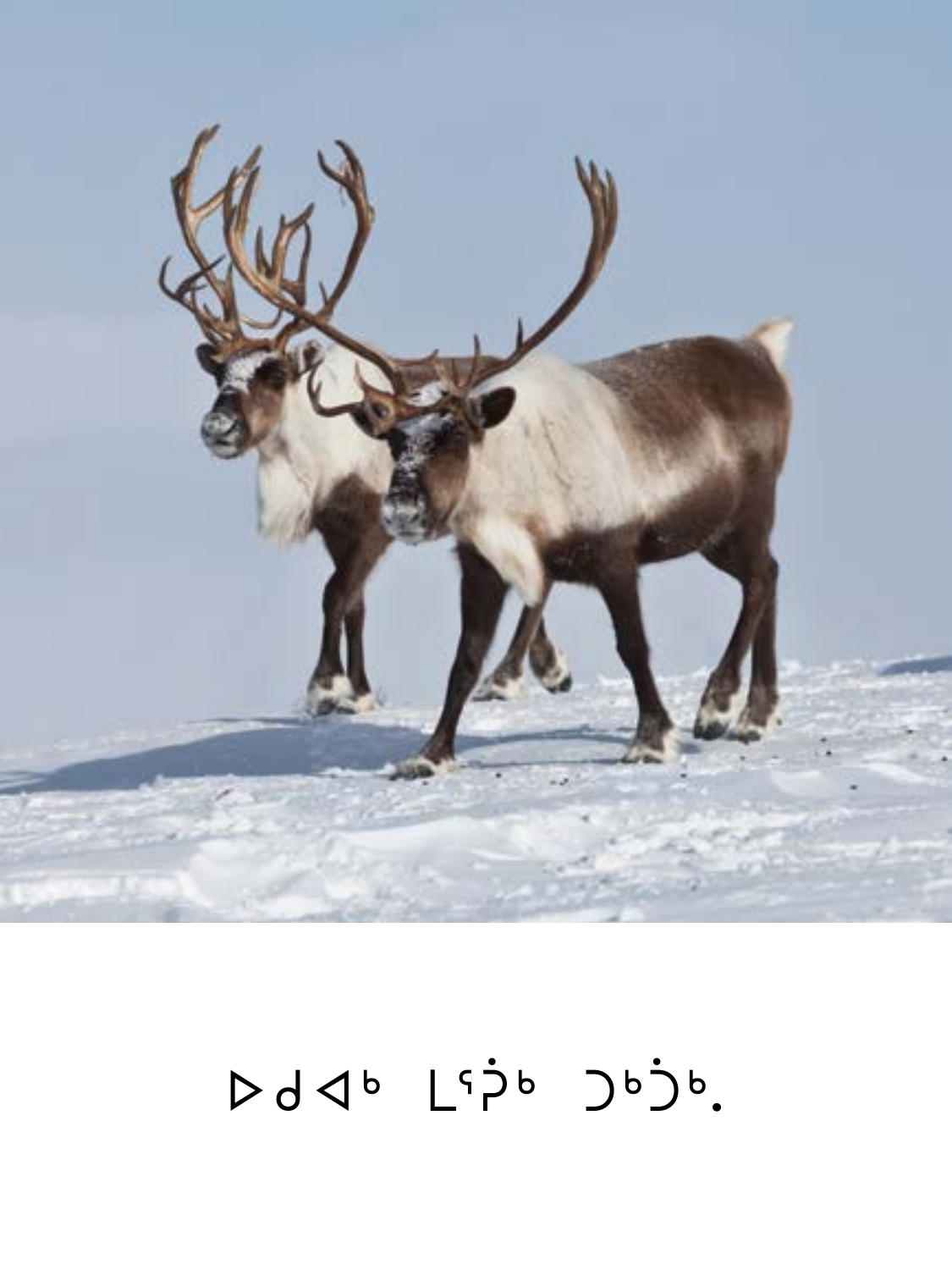ᐅᑯᐊᒃ ᒪᕐᕈᒃ ᑐᒃᑑᒃ.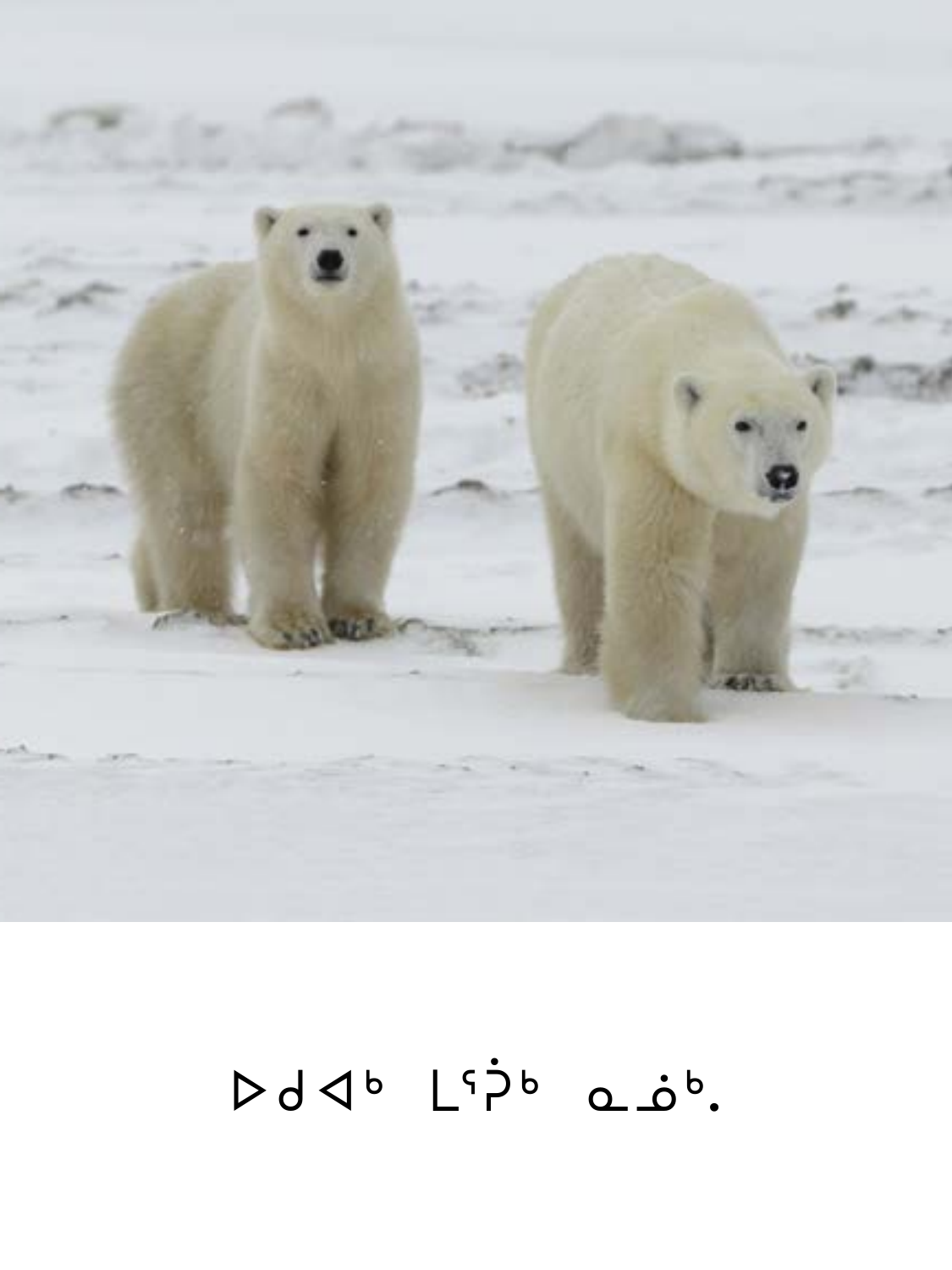ᐅᑯᐊᒃ ᒪᕿᕆᒃ ᓇᓅᒃ.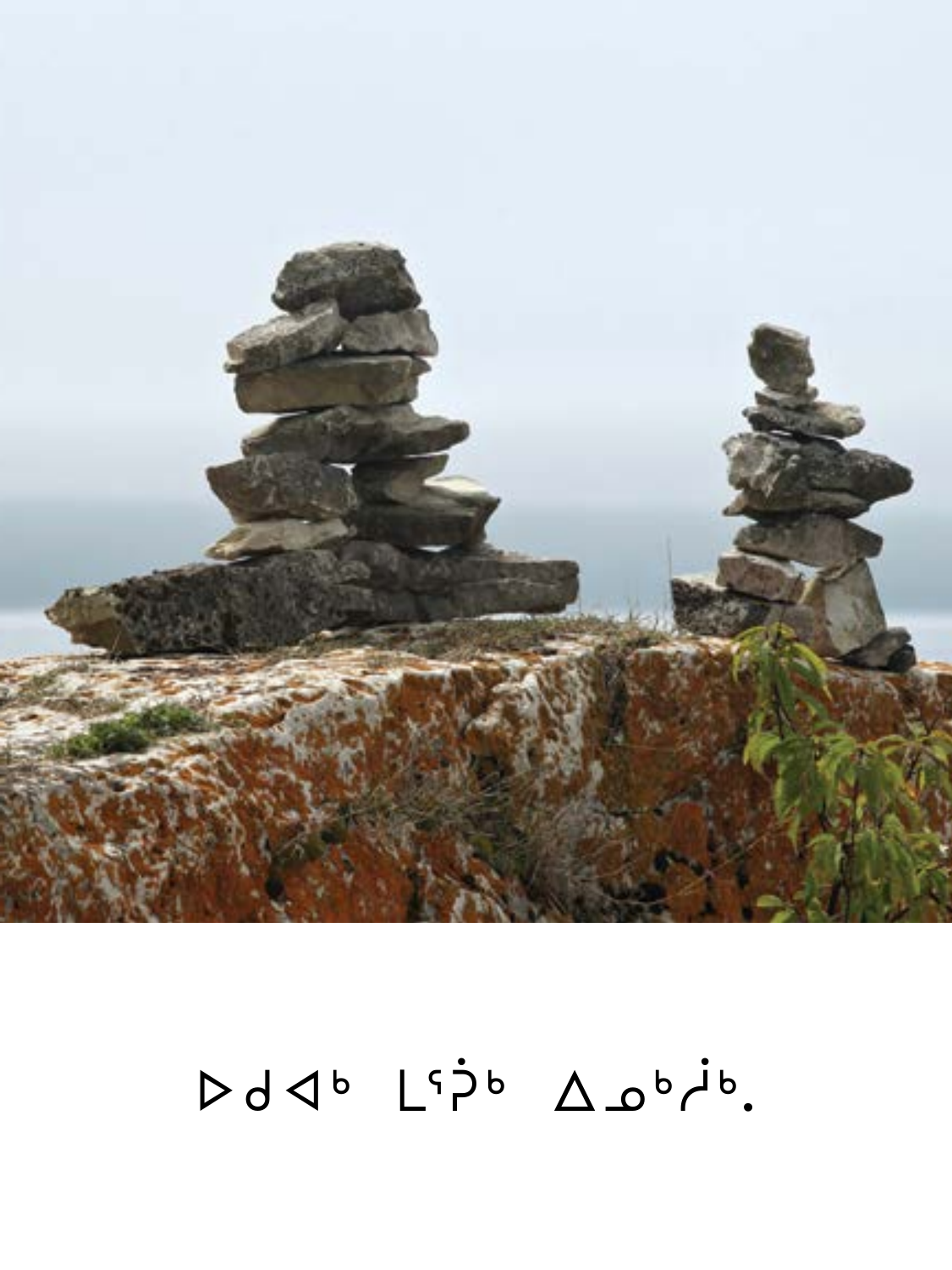ᐅᑯᐊᒃ ᒪᕐᕿᒃ ᐃᓄᒃᓱᒃ.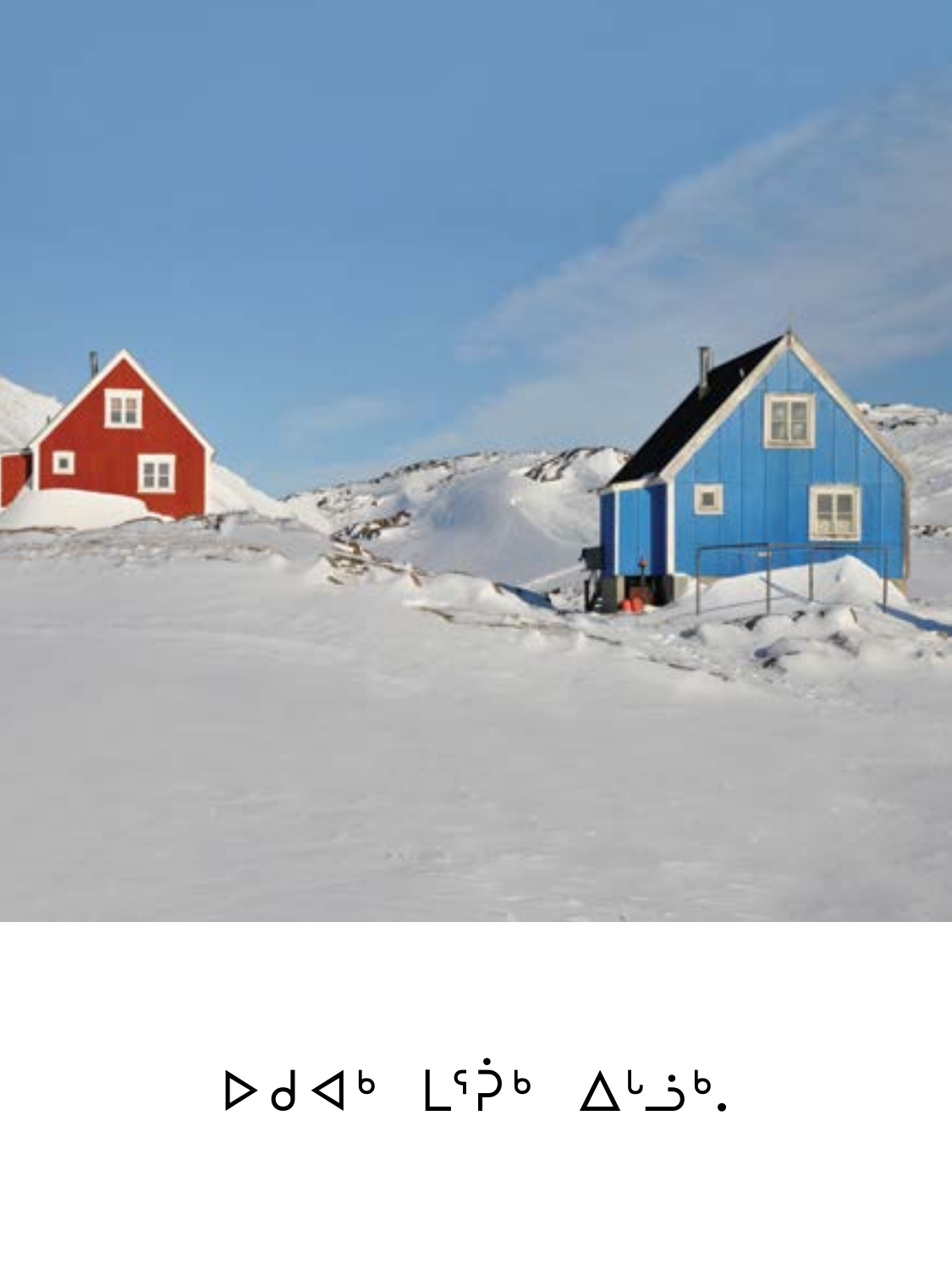ᐅᑯᐊᒃ ᒪᕐᕉᒃ ᐃᒡᓘᒃ.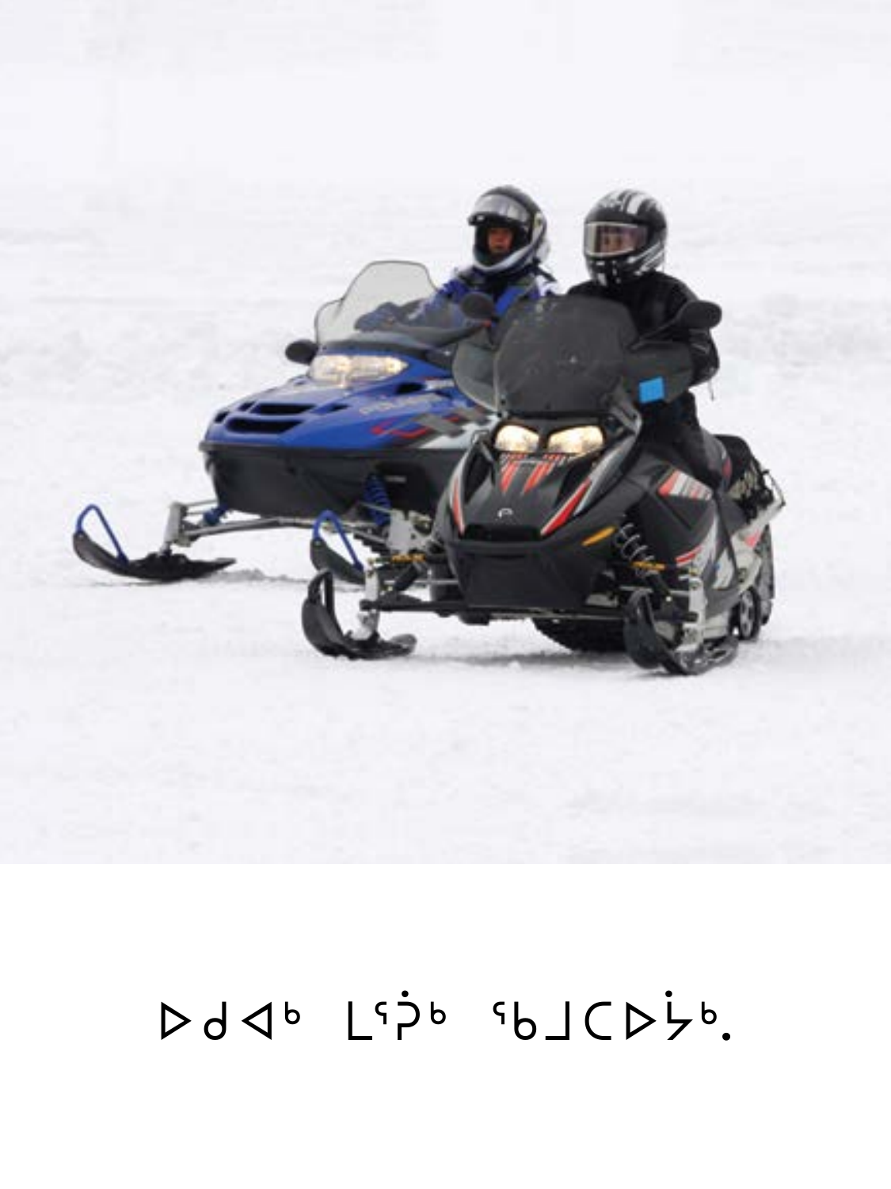ᐅᑯᐊᒃ ᒪᕐᕈᒃ ᖃᒧᑕᐅᔮᒃ.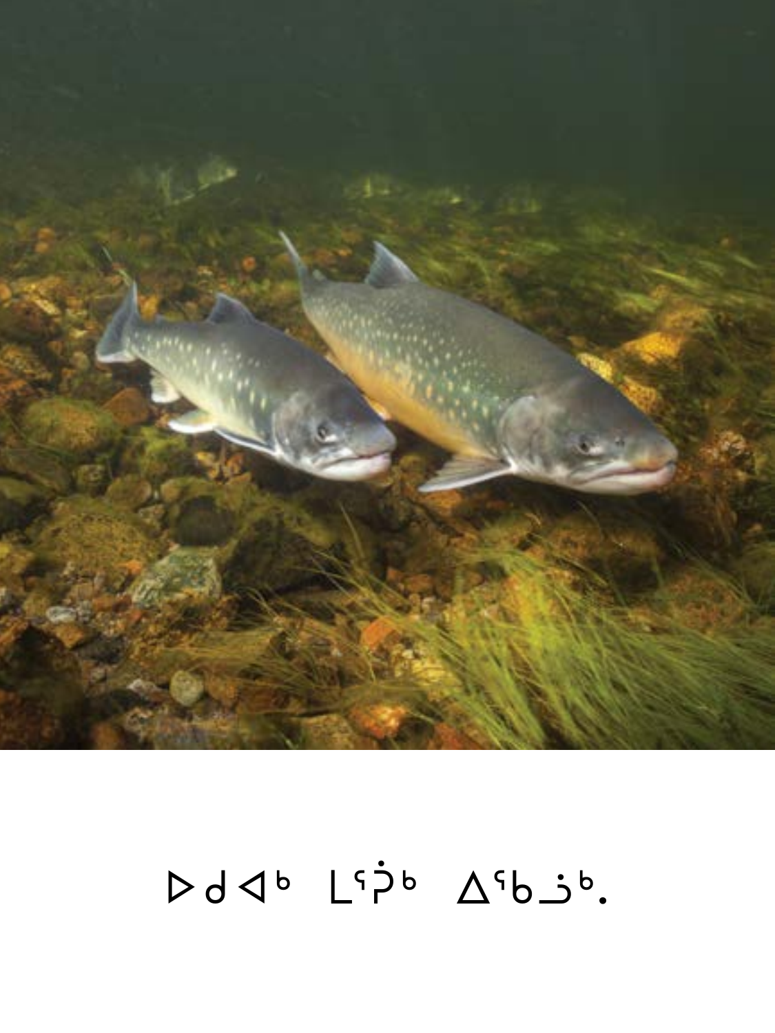ᐅᑯᐊᒃ ᒪᕿᔫᒃ ᐃᖃᓗᓐᒃ.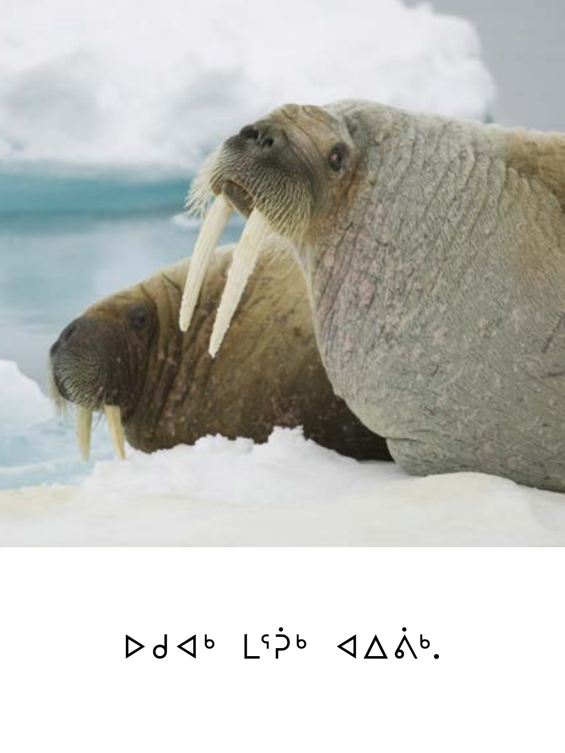ᐅᑯᐊᒃ ᒪᕐᕉᒃ ᐊᐃᕚᒃ.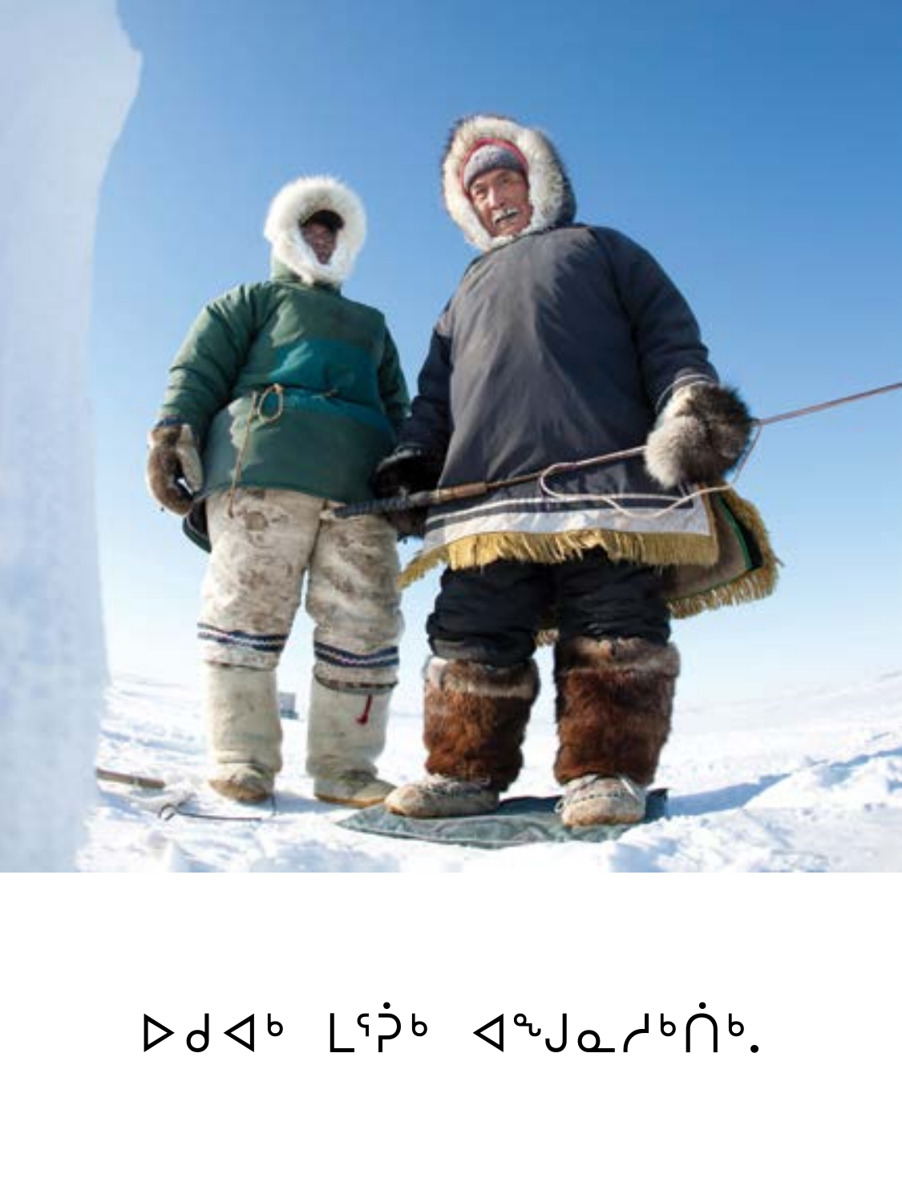ᐅᑯᐊᒃ ᒪᕿᔾᔪᒃ ᐊᖑᓇᓱᒃᑏᒃ.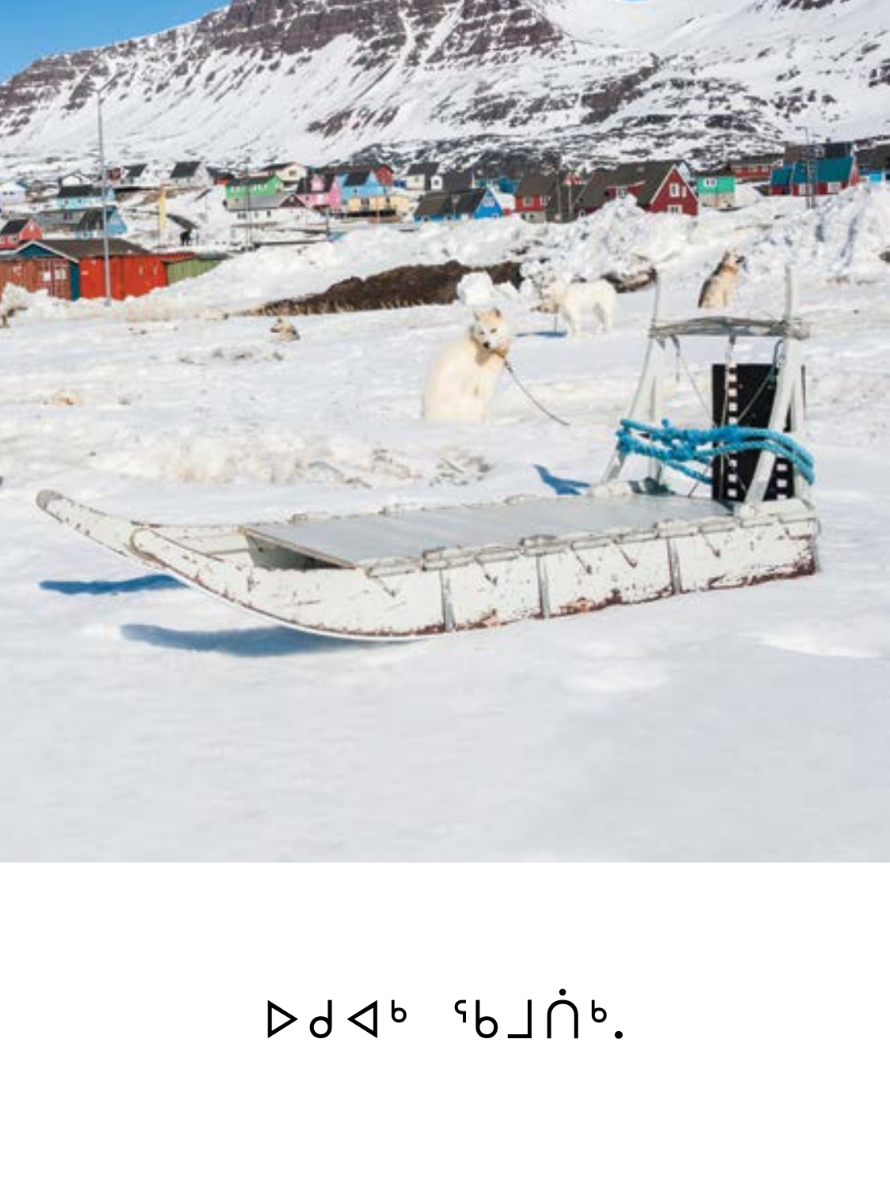ᐅᑯᐊᒃ ᖃᒧᑏᒃ.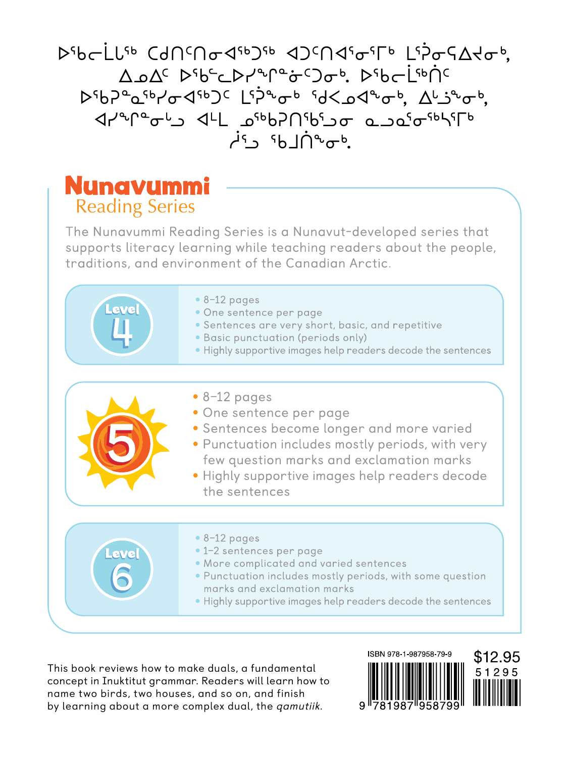ᐅᑯᑕᒫᒐᖅ ᑕᑯᑎᑦᑎᓂᐊᖅᑐᖅ ᐊᑐᑎᐊᕐᓂᕐᒥᒃ ᒪᕐᕉᓂᕋᐃᔪᓂᒃ, ᐃᓄᐃᑦ ᐅᖃᐅᓯᖓᓐᓂᑦᑐᓂᒃ. ᐅᖃᓕᒫᖅᑏᑦ ᐅᖃᐅᓯᖃᕐᓂᐊᖅᑐᑦ ᒪᕐᕉᖕᓂᒃ ᖁᐸᓄᐊᖕᓂᒃ, ᐃᒡᓗᖕᓂᒃ, ᐊᓯᖏᓐᓂᓪᓗ ᐊᒻᒪ ᓄᖅᑲᕈᑎᖃᓗᓂ ᓇᓗᓇᕐᓂᖅᓴᕐᒥᒃ ᓰᕐᓗ ᖃᒧᑏᖕᓂᒃ.

# Nunavummi
## Reading Series

The Nunavummi Reading Series is a Nunavut-developed series that supports literacy learning while teaching readers about the people, traditions, and environment of the Canadian Arctic.

**Level 4**

- 8–12 pages
- One sentence per page
- Sentences are very short, basic, and repetitive
- Basic punctuation (periods only)
- Highly supportive images help readers decode the sentences

**5**

- 8–12 pages
- One sentence per page
- Sentences become longer and more varied
- Punctuation includes mostly periods, with very few question marks and exclamation marks
- Highly supportive images help readers decode the sentences

**Level 6**

- 8–12 pages
- 1–2 sentences per page
- More complicated and varied sentences
- Punctuation includes mostly periods, with some question marks and exclamation marks
- Highly supportive images help readers decode the sentences

This book reviews how to make duals, a fundamental concept in Inuktitut grammar. Readers will learn how to name two birds, two houses, and so on, and finish by learning about a more complex dual, the *qamutiik*.

ISBN 978-1-987958-79-9

$12.95

51295

9 781987 958799